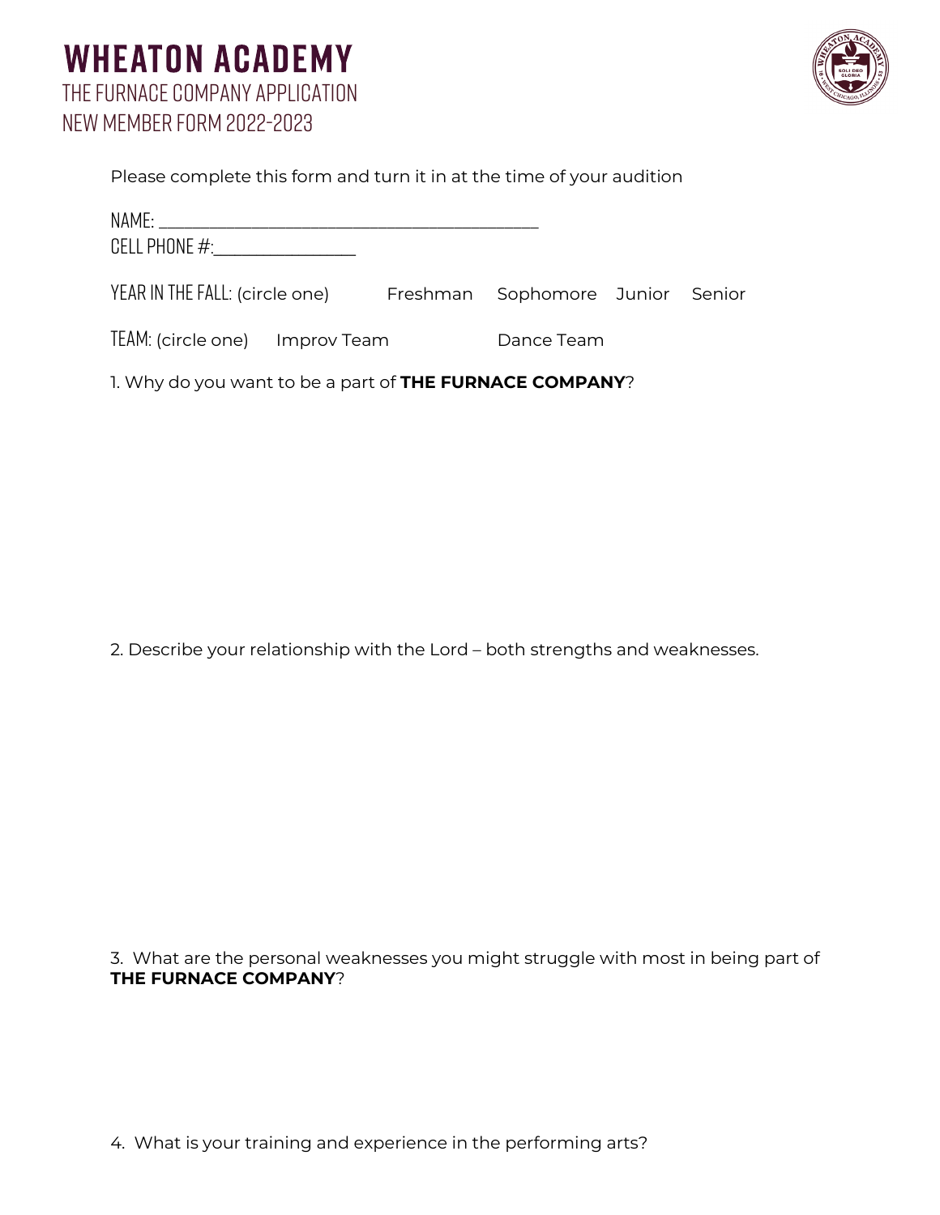# WHEATON ACADEMY

## THE FURNACE COMPANY APPLICATION
## NEW MEMBER FORM 2022-2023

Please complete this form and turn it in at the time of your audition

NAME: ___________________________________________

CELL PHONE #:________________

YEAR IN THE FALL: (circle one) Freshman Sophomore Junior Senior

TEAM: (circle one) Improv Team Dance Team

1. Why do you want to be a part of **THE FURNACE COMPANY**?

2. Describe your relationship with the Lord – both strengths and weaknesses.

3. What are the personal weaknesses you might struggle with most in being part of **THE FURNACE COMPANY**?

4. What is your training and experience in the performing arts?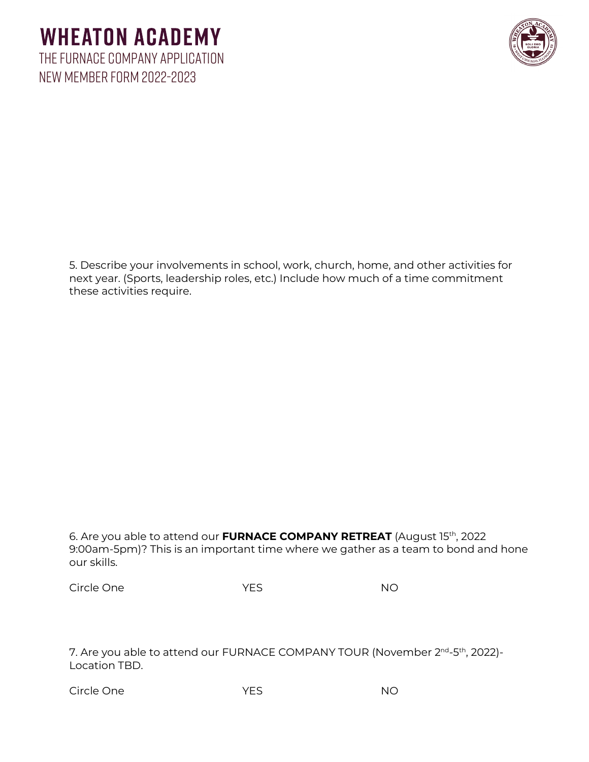# WHEATON ACADEMY

THE FURNACE COMPANY APPLICATION

NEW MEMBER FORM 2022-2023

5. Describe your involvements in school, work, church, home, and other activities for next year. (Sports, leadership roles, etc.) Include how much of a time commitment these activities require.

6. Are you able to attend our **FURNACE COMPANY RETREAT** (August 15th, 2022 9:00am-5pm)? This is an important time where we gather as a team to bond and hone our skills.

Circle One YES NO

7. Are you able to attend our FURNACE COMPANY TOUR (November 2nd-5th, 2022)- Location TBD.

Circle One YES NO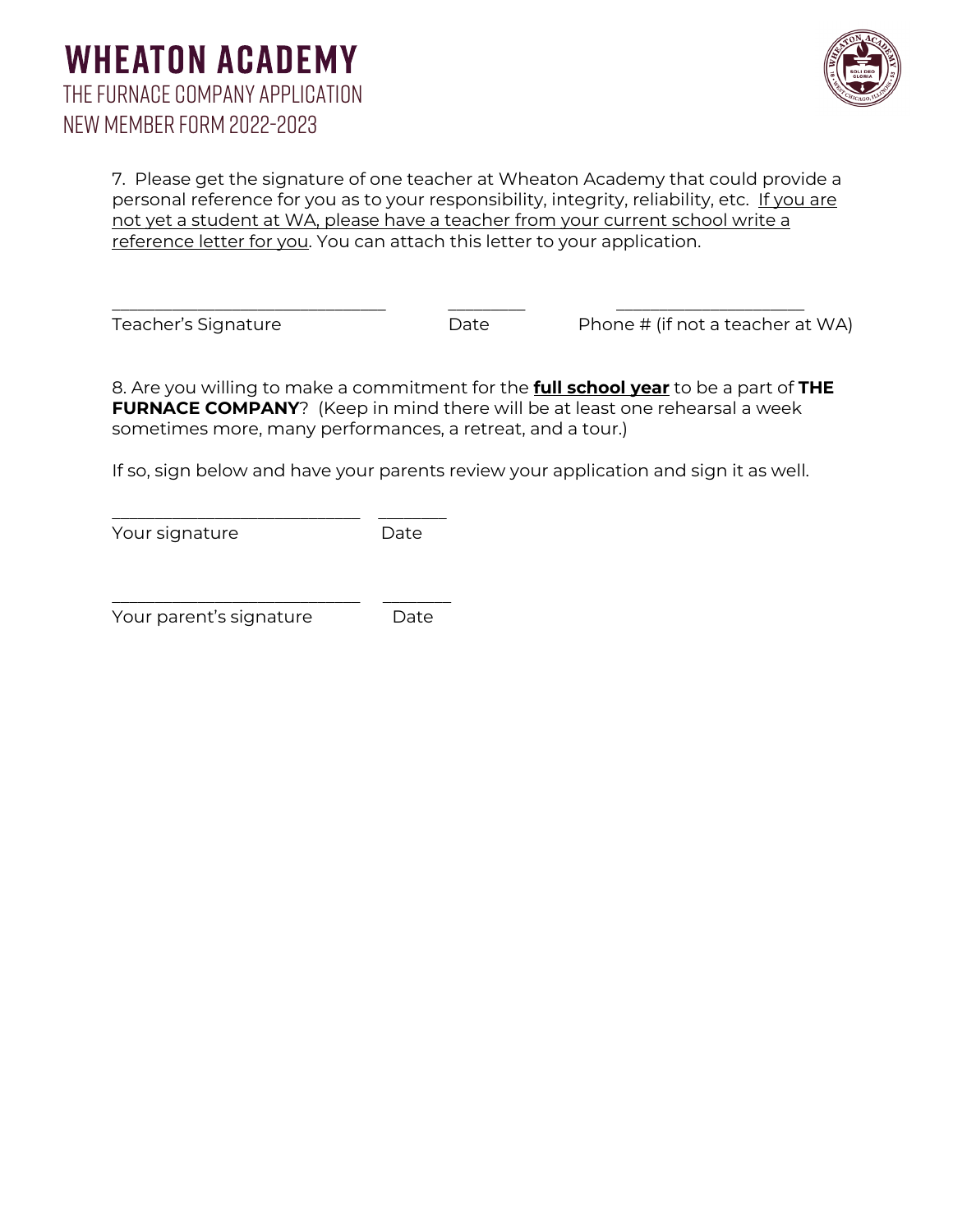# WHEATON ACADEMY

THE FURNACE COMPANY APPLICATION
NEW MEMBER FORM 2022-2023

7. Please get the signature of one teacher at Wheaton Academy that could provide a personal reference for you as to your responsibility, integrity, reliability, etc. <u>If you are not yet a student at WA, please have a teacher from your current school write a reference letter for you</u>. You can attach this letter to your application.

______________________________ ________ ____________________

Teacher's Signature Date Phone # (if not a teacher at WA)

8. Are you willing to make a commitment for the **<u>full school year</u>** to be a part of **THE FURNACE COMPANY**? (Keep in mind there will be at least one rehearsal a week sometimes more, many performances, a retreat, and a tour.)

If so, sign below and have your parents review your application and sign it as well.

___________________________ _______

Your signature Date

___________________________ _______

Your parent's signature Date